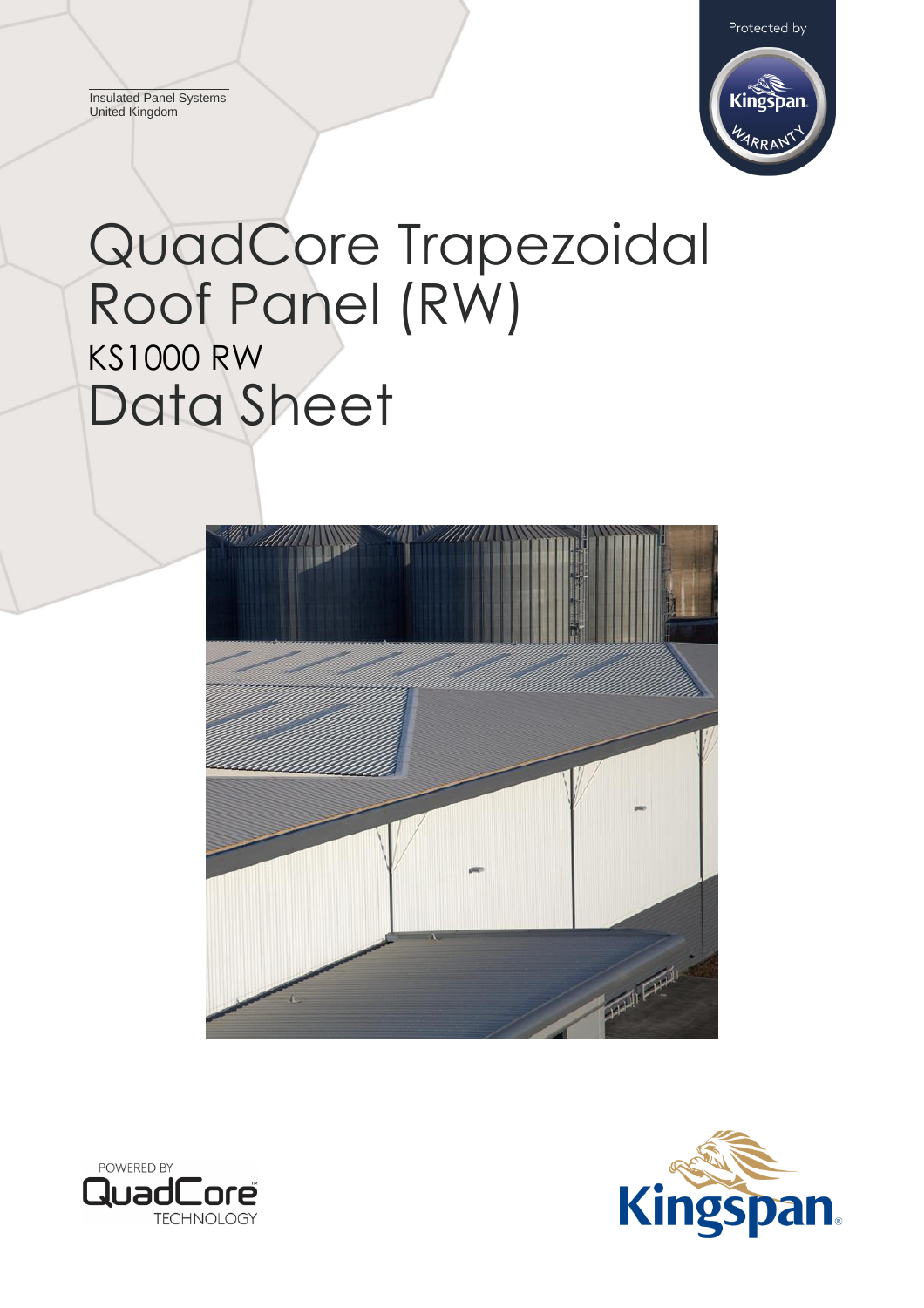Insulated Panel Systems
United Kingdom

Protected by Kingspan Warranty

# QuadCore Trapezoidal Roof Panel (RW)

## KS1000 RW

# Data Sheet

POWERED BY QuadCore TECHNOLOGY

Kingspan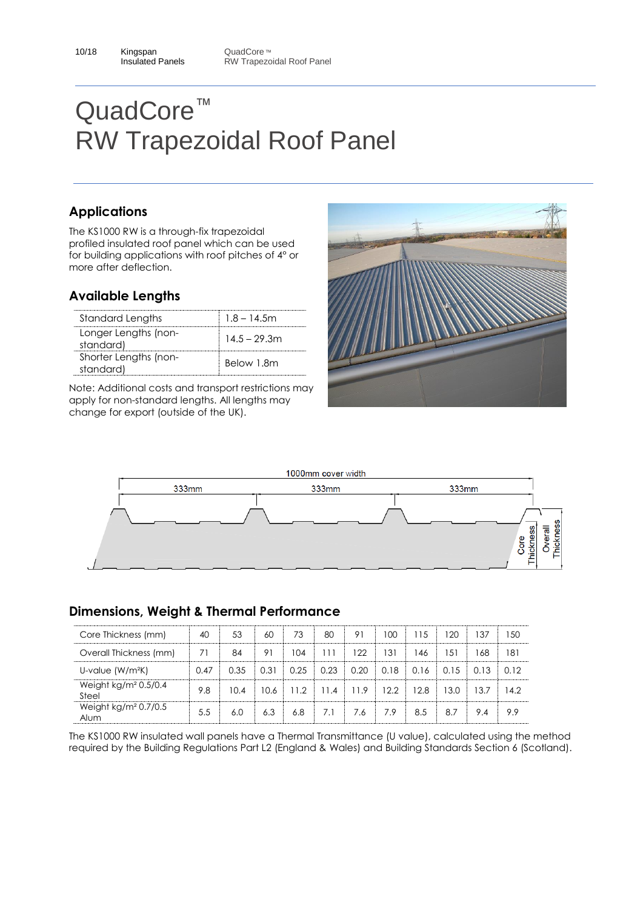# QuadCore™
# RW Trapezoidal Roof Panel

## Applications

The KS1000 RW is a through-fix trapezoidal profiled insulated roof panel which can be used for building applications with roof pitches of 4º or more after deflection.

## Available Lengths

| Standard Lengths | 1.8 – 14.5m |
|---|---|
| Longer Lengths (non-standard) | 14.5 – 29.3m |
| Shorter Lengths (non-standard) | Below 1.8m |

Note: Additional costs and transport restrictions may apply for non-standard lengths. All lengths may change for export (outside of the UK).

1000mm cover width

333mm 333mm 333mm

Core Thickness Overall Thickness

## Dimensions, Weight & Thermal Performance

| Core Thickness (mm) | 40 | 53 | 60 | 73 | 80 | 91 | 100 | 115 | 120 | 137 | 150 |
|---|---|---|---|---|---|---|---|---|---|---|---|
| Overall Thickness (mm) | 71 | 84 | 91 | 104 | 111 | 122 | 131 | 146 | 151 | 168 | 181 |
| U-value (W/m²K) | 0.47 | 0.35 | 0.31 | 0.25 | 0.23 | 0.20 | 0.18 | 0.16 | 0.15 | 0.13 | 0.12 |
| Weight kg/m² 0.5/0.4 Steel | 9.8 | 10.4 | 10.6 | 11.2 | 11.4 | 11.9 | 12.2 | 12.8 | 13.0 | 13.7 | 14.2 |
| Weight kg/m² 0.7/0.5 Alum | 5.5 | 6.0 | 6.3 | 6.8 | 7.1 | 7.6 | 7.9 | 8.5 | 8.7 | 9.4 | 9.9 |

The KS1000 RW insulated wall panels have a Thermal Transmittance (U value), calculated using the method required by the Building Regulations Part L2 (England & Wales) and Building Standards Section 6 (Scotland).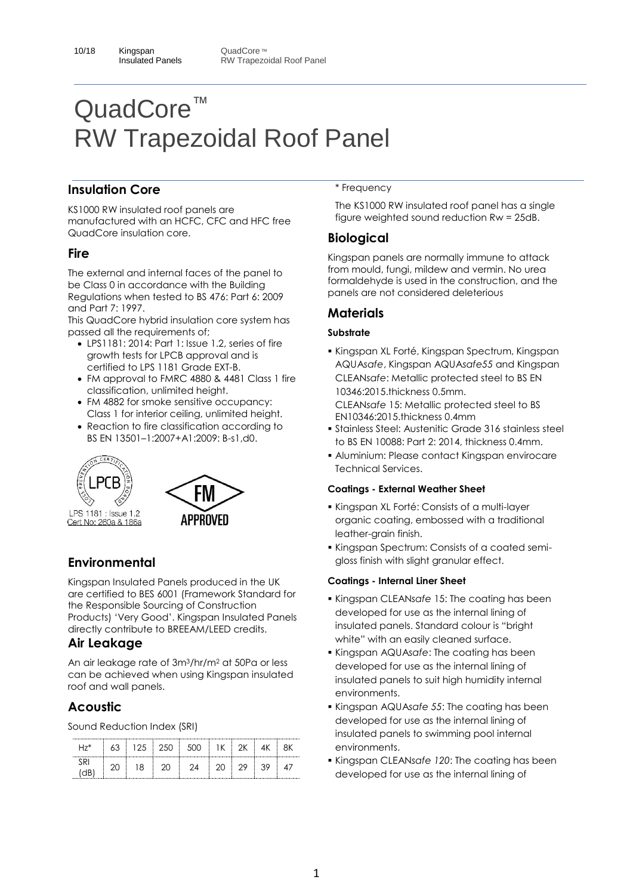# QuadCore™ RW Trapezoidal Roof Panel

## Insulation Core

KS1000 RW insulated roof panels are manufactured with an HCFC, CFC and HFC free QuadCore insulation core.

## Fire

The external and internal faces of the panel to be Class 0 in accordance with the Building Regulations when tested to BS 476: Part 6: 2009 and Part 7: 1997.

This QuadCore hybrid insulation core system has passed all the requirements of;

- LPS1181: 2014: Part 1: Issue 1.2, series of fire growth tests for LPCB approval and is certified to LPS 1181 Grade EXT-B.
- FM approval to FMRC 4880 & 4481 Class 1 fire classification, unlimited height.
- FM 4882 for smoke sensitive occupancy: Class 1 for interior ceiling, unlimited height.
- Reaction to fire classification according to BS EN 13501–1:2007+A1:2009: B-s1,d0.

LPS 1181 : Issue 1.2
Cert No: 260a & 186a

FM APPROVED

## Environmental

Kingspan Insulated Panels produced in the UK are certified to BES 6001 (Framework Standard for the Responsible Sourcing of Construction Products) 'Very Good'. Kingspan Insulated Panels directly contribute to BREEAM/LEED credits.

## Air Leakage

An air leakage rate of 3m³/hr/m² at 50Pa or less can be achieved when using Kingspan insulated roof and wall panels.

## Acoustic

Sound Reduction Index (SRI)

| Hz* | 63 | 125 | 250 | 500 | 1K | 2K | 4K | 8K |
|---|---|---|---|---|---|---|---|---|
| SRI (dB) | 20 | 18 | 20 | 24 | 20 | 29 | 39 | 47 |

\* Frequency

The KS1000 RW insulated roof panel has a single figure weighted sound reduction Rw = 25dB.

## Biological

Kingspan panels are normally immune to attack from mould, fungi, mildew and vermin. No urea formaldehyde is used in the construction, and the panels are not considered deleterious

## Materials

### Substrate

- Kingspan XL Forté, Kingspan Spectrum, Kingspan AQUA*safe*, Kingspan AQUA*safe55* and Kingspan CLEAN*safe*: Metallic protected steel to BS EN 10346:2015.thickness 0.5mm.
  CLEAN*safe* 15: Metallic protected steel to BS EN10346:2015.thickness 0.4mm
- Stainless Steel: Austenitic Grade 316 stainless steel to BS EN 10088: Part 2: 2014, thickness 0.4mm.
- Aluminium: Please contact Kingspan envirocare Technical Services.

### Coatings - External Weather Sheet

- Kingspan XL Forté: Consists of a multi-layer organic coating, embossed with a traditional leather-grain finish.
- Kingspan Spectrum: Consists of a coated semi-gloss finish with slight granular effect.

### Coatings - Internal Liner Sheet

- Kingspan CLEAN*safe* 15: The coating has been developed for use as the internal lining of insulated panels. Standard colour is "bright white" with an easily cleaned surface.
- Kingspan AQUA*safe*: The coating has been developed for use as the internal lining of insulated panels to suit high humidity internal environments.
- Kingspan AQUA*safe 55*: The coating has been developed for use as the internal lining of insulated panels to swimming pool internal environments.
- Kingspan CLEAN*safe 120*: The coating has been developed for use as the internal lining of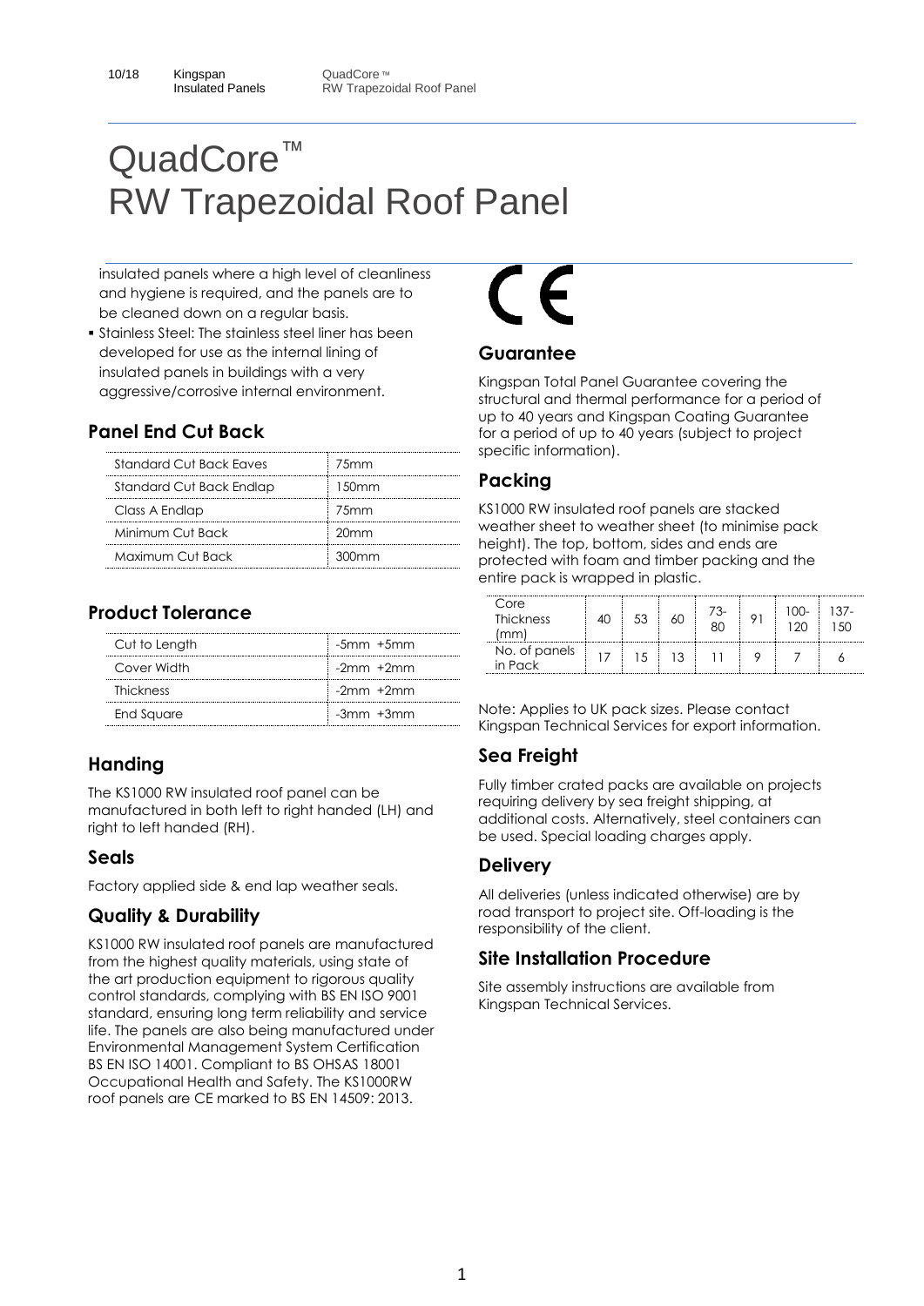# QuadCore™ RW Trapezoidal Roof Panel

insulated panels where a high level of cleanliness and hygiene is required, and the panels are to be cleaned down on a regular basis.

- Stainless Steel: The stainless steel liner has been developed for use as the internal lining of insulated panels in buildings with a very aggressive/corrosive internal environment.

## Panel End Cut Back

| Standard Cut Back Eaves | 75mm |
|---|---|
| Standard Cut Back Endlap | 150mm |
| Class A Endlap | 75mm |
| Minimum Cut Back | 20mm |
| Maximum Cut Back | 300mm |

## Product Tolerance

| Cut to Length | -5mm +5mm |
|---|---|
| Cover Width | -2mm +2mm |
| Thickness | -2mm +2mm |
| End Square | -3mm +3mm |

## Handing

The KS1000 RW insulated roof panel can be manufactured in both left to right handed (LH) and right to left handed (RH).

## Seals

Factory applied side & end lap weather seals.

## Quality & Durability

KS1000 RW insulated roof panels are manufactured from the highest quality materials, using state of the art production equipment to rigorous quality control standards, complying with BS EN ISO 9001 standard, ensuring long term reliability and service life. The panels are also being manufactured under Environmental Management System Certification BS EN ISO 14001. Compliant to BS OHSAS 18001 Occupational Health and Safety. The KS1000RW roof panels are CE marked to BS EN 14509: 2013.

CE

## Guarantee

Kingspan Total Panel Guarantee covering the structural and thermal performance for a period of up to 40 years and Kingspan Coating Guarantee for a period of up to 40 years (subject to project specific information).

## Packing

KS1000 RW insulated roof panels are stacked weather sheet to weather sheet (to minimise pack height). The top, bottom, sides and ends are protected with foam and timber packing and the entire pack is wrapped in plastic.

| Core Thickness (mm) | 40 | 53 | 60 | 73-80 | 91 | 100-120 | 137-150 |
|---|---|---|---|---|---|---|---|
| No. of panels in Pack | 17 | 15 | 13 | 11 | 9 | 7 | 6 |

Note: Applies to UK pack sizes. Please contact Kingspan Technical Services for export information.

## Sea Freight

Fully timber crated packs are available on projects requiring delivery by sea freight shipping, at additional costs. Alternatively, steel containers can be used. Special loading charges apply.

## Delivery

All deliveries (unless indicated otherwise) are by road transport to project site. Off-loading is the responsibility of the client.

## Site Installation Procedure

Site assembly instructions are available from Kingspan Technical Services.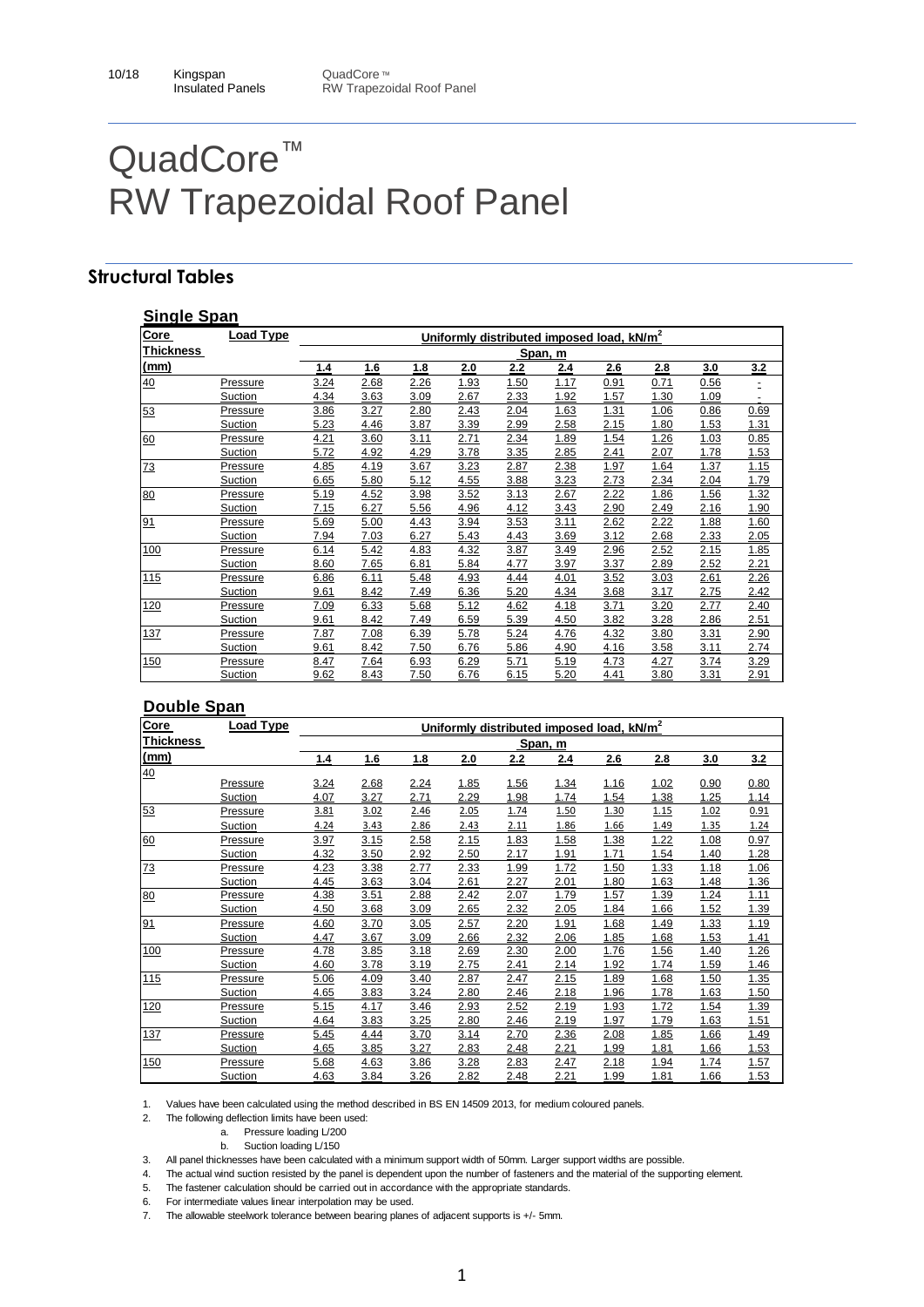# QuadCore™ RW Trapezoidal Roof Panel

## Structural Tables

### Single Span

| Core Thickness (mm) | Load Type | Uniformly distributed imposed load, kN/m² | | | | | | | | | |
|---|---|---|---|---|---|---|---|---|---|---|---|
| | | Span, m | | | | | | | | | |
| | | 1.4 | 1.6 | 1.8 | 2.0 | 2.2 | 2.4 | 2.6 | 2.8 | 3.0 | 3.2 |
| 40 | Pressure | 3.24 | 2.68 | 2.26 | 1.93 | 1.50 | 1.17 | 0.91 | 0.71 | 0.56 | - |
| | Suction | 4.34 | 3.63 | 3.09 | 2.67 | 2.33 | 1.92 | 1.57 | 1.30 | 1.09 | - |
| 53 | Pressure | 3.86 | 3.27 | 2.80 | 2.43 | 2.04 | 1.63 | 1.31 | 1.06 | 0.86 | 0.69 |
| | Suction | 5.23 | 4.46 | 3.87 | 3.39 | 2.99 | 2.58 | 2.15 | 1.80 | 1.53 | 1.31 |
| 60 | Pressure | 4.21 | 3.60 | 3.11 | 2.71 | 2.34 | 1.89 | 1.54 | 1.26 | 1.03 | 0.85 |
| | Suction | 5.72 | 4.92 | 4.29 | 3.78 | 3.35 | 2.85 | 2.41 | 2.07 | 1.78 | 1.53 |
| 73 | Pressure | 4.85 | 4.19 | 3.67 | 3.23 | 2.87 | 2.38 | 1.97 | 1.64 | 1.37 | 1.15 |
| | Suction | 6.65 | 5.80 | 5.12 | 4.55 | 3.88 | 3.23 | 2.73 | 2.34 | 2.04 | 1.79 |
| 80 | Pressure | 5.19 | 4.52 | 3.98 | 3.52 | 3.13 | 2.67 | 2.22 | 1.86 | 1.56 | 1.32 |
| | Suction | 7.15 | 6.27 | 5.56 | 4.96 | 4.12 | 3.43 | 2.90 | 2.49 | 2.16 | 1.90 |
| 91 | Pressure | 5.69 | 5.00 | 4.43 | 3.94 | 3.53 | 3.11 | 2.62 | 2.22 | 1.88 | 1.60 |
| | Suction | 7.94 | 7.03 | 6.27 | 5.43 | 4.43 | 3.69 | 3.12 | 2.68 | 2.33 | 2.05 |
| 100 | Pressure | 6.14 | 5.42 | 4.83 | 4.32 | 3.87 | 3.49 | 2.96 | 2.52 | 2.15 | 1.85 |
| | Suction | 8.60 | 7.65 | 6.81 | 5.84 | 4.77 | 3.97 | 3.37 | 2.89 | 2.52 | 2.21 |
| 115 | Pressure | 6.86 | 6.11 | 5.48 | 4.93 | 4.44 | 4.01 | 3.52 | 3.03 | 2.61 | 2.26 |
| | Suction | 9.61 | 8.42 | 7.49 | 6.36 | 5.20 | 4.34 | 3.68 | 3.17 | 2.75 | 2.42 |
| 120 | Pressure | 7.09 | 6.33 | 5.68 | 5.12 | 4.62 | 4.18 | 3.71 | 3.20 | 2.77 | 2.40 |
| | Suction | 9.61 | 8.42 | 7.49 | 6.59 | 5.39 | 4.50 | 3.82 | 3.28 | 2.86 | 2.51 |
| 137 | Pressure | 7.87 | 7.08 | 6.39 | 5.78 | 5.24 | 4.76 | 4.32 | 3.80 | 3.31 | 2.90 |
| | Suction | 9.61 | 8.42 | 7.50 | 6.76 | 5.86 | 4.90 | 4.16 | 3.58 | 3.11 | 2.74 |
| 150 | Pressure | 8.47 | 7.64 | 6.93 | 6.29 | 5.71 | 5.19 | 4.73 | 4.27 | 3.74 | 3.29 |
| | Suction | 9.62 | 8.43 | 7.50 | 6.76 | 6.15 | 5.20 | 4.41 | 3.80 | 3.31 | 2.91 |

### Double Span

| Core Thickness (mm) | Load Type | Uniformly distributed imposed load, kN/m² | | | | | | | | | |
|---|---|---|---|---|---|---|---|---|---|---|---|
| | | Span, m | | | | | | | | | |
| | | 1.4 | 1.6 | 1.8 | 2.0 | 2.2 | 2.4 | 2.6 | 2.8 | 3.0 | 3.2 |
| 40 | Pressure | 3.24 | 2.68 | 2.24 | 1.85 | 1.56 | 1.34 | 1.16 | 1.02 | 0.90 | 0.80 |
| | Suction | 4.07 | 3.27 | 2.71 | 2.29 | 1.98 | 1.74 | 1.54 | 1.38 | 1.25 | 1.14 |
| 53 | Pressure | 3.81 | 3.02 | 2.46 | 2.05 | 1.74 | 1.50 | 1.30 | 1.15 | 1.02 | 0.91 |
| | Suction | 4.24 | 3.43 | 2.86 | 2.43 | 2.11 | 1.86 | 1.66 | 1.49 | 1.35 | 1.24 |
| 60 | Pressure | 3.97 | 3.15 | 2.58 | 2.15 | 1.83 | 1.58 | 1.38 | 1.22 | 1.08 | 0.97 |
| | Suction | 4.32 | 3.50 | 2.92 | 2.50 | 2.17 | 1.91 | 1.71 | 1.54 | 1.40 | 1.28 |
| 73 | Pressure | 4.23 | 3.38 | 2.77 | 2.33 | 1.99 | 1.72 | 1.50 | 1.33 | 1.18 | 1.06 |
| | Suction | 4.45 | 3.63 | 3.04 | 2.61 | 2.27 | 2.01 | 1.80 | 1.63 | 1.48 | 1.36 |
| 80 | Pressure | 4.38 | 3.51 | 2.88 | 2.42 | 2.07 | 1.79 | 1.57 | 1.39 | 1.24 | 1.11 |
| | Suction | 4.50 | 3.68 | 3.09 | 2.65 | 2.32 | 2.05 | 1.84 | 1.66 | 1.52 | 1.39 |
| 91 | Pressure | 4.60 | 3.70 | 3.05 | 2.57 | 2.20 | 1.91 | 1.68 | 1.49 | 1.33 | 1.19 |
| | Suction | 4.47 | 3.67 | 3.09 | 2.66 | 2.32 | 2.06 | 1.85 | 1.68 | 1.53 | 1.41 |
| 100 | Pressure | 4.78 | 3.85 | 3.18 | 2.69 | 2.30 | 2.00 | 1.76 | 1.56 | 1.40 | 1.26 |
| | Suction | 4.60 | 3.78 | 3.19 | 2.75 | 2.41 | 2.14 | 1.92 | 1.74 | 1.59 | 1.46 |
| 115 | Pressure | 5.06 | 4.09 | 3.40 | 2.87 | 2.47 | 2.15 | 1.89 | 1.68 | 1.50 | 1.35 |
| | Suction | 4.65 | 3.83 | 3.24 | 2.80 | 2.46 | 2.18 | 1.96 | 1.78 | 1.63 | 1.50 |
| 120 | Pressure | 5.15 | 4.17 | 3.46 | 2.93 | 2.52 | 2.19 | 1.93 | 1.72 | 1.54 | 1.39 |
| | Suction | 4.64 | 3.83 | 3.25 | 2.80 | 2.46 | 2.19 | 1.97 | 1.79 | 1.63 | 1.51 |
| 137 | Pressure | 5.45 | 4.44 | 3.70 | 3.14 | 2.70 | 2.36 | 2.08 | 1.85 | 1.66 | 1.49 |
| | Suction | 4.65 | 3.85 | 3.27 | 2.83 | 2.48 | 2.21 | 1.99 | 1.81 | 1.66 | 1.53 |
| 150 | Pressure | 5.68 | 4.63 | 3.86 | 3.28 | 2.83 | 2.47 | 2.18 | 1.94 | 1.74 | 1.57 |
| | Suction | 4.63 | 3.84 | 3.26 | 2.82 | 2.48 | 2.21 | 1.99 | 1.81 | 1.66 | 1.53 |

1. Values have been calculated using the method described in BS EN 14509 2013, for medium coloured panels.
2. The following deflection limits have been used:
   a. Pressure loading L/200
   b. Suction loading L/150
3. All panel thicknesses have been calculated with a minimum support width of 50mm. Larger support widths are possible.
4. The actual wind suction resisted by the panel is dependent upon the number of fasteners and the material of the supporting element.
5. The fastener calculation should be carried out in accordance with the appropriate standards.
6. For intermediate values linear interpolation may be used.
7. The allowable steelwork tolerance between bearing planes of adjacent supports is +/- 5mm.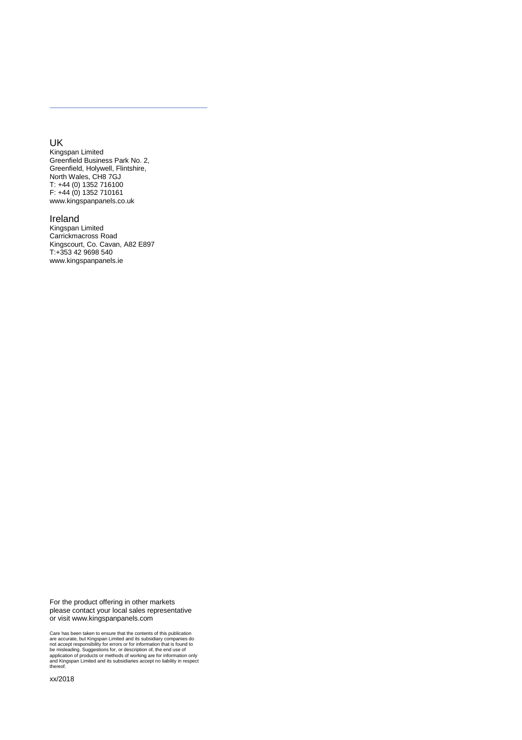## UK

Kingspan Limited
Greenfield Business Park No. 2,
Greenfield, Holywell, Flintshire,
North Wales, CH8 7GJ
T: +44 (0) 1352 716100
F: +44 (0) 1352 710161
www.kingspanpanels.co.uk

## Ireland

Kingspan Limited
Carrickmacross Road
Kingscourt, Co. Cavan, A82 E897
T:+353 42 9698 540
www.kingspanpanels.ie

For the product offering in other markets
please contact your local sales representative
or visit www.kingspanpanels.com

Care has been taken to ensure that the contents of this publication are accurate, but Kingspan Limited and its subsidiary companies do not accept responsibility for errors or for information that is found to be misleading. Suggestions for, or description of, the end use of application of products or methods of working are for information only and Kingspan Limited and its subsidiaries accept no liability in respect thereof.

xx/2018